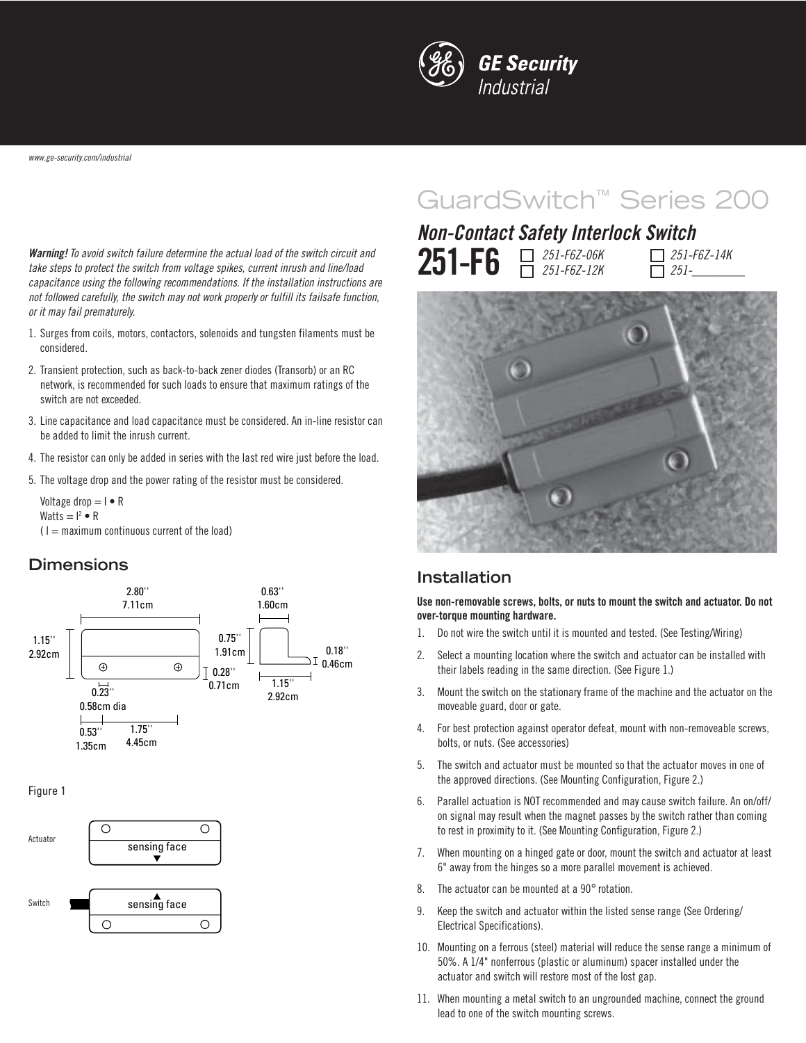GE Security
Industrial

www.ge-security.com/industrial

# GuardSwitch™ Series 200

## *Non-Contact Safety Interlock Switch*

## 251-F6

- ☐ *251-F6Z-06K*
- ☐ *251-F6Z-12K*
- ☐ *251-F6Z-14K*
- ☐ *251-________*

***Warning!*** *To avoid switch failure determine the actual load of the switch circuit and take steps to protect the switch from voltage spikes, current inrush and line/load capacitance using the following recommendations. If the installation instructions are not followed carefully, the switch may not work properly or fulfill its failsafe function, or it may fail prematurely.*

1. Surges from coils, motors, contactors, solenoids and tungsten filaments must be considered.
2. Transient protection, such as back-to-back zener diodes (Transorb) or an RC network, is recommended for such loads to ensure that maximum ratings of the switch are not exceeded.
3. Line capacitance and load capacitance must be considered. An in-line resistor can be added to limit the inrush current.
4. The resistor can only be added in series with the last red wire just before the load.
5. The voltage drop and the power rating of the resistor must be considered.

   Voltage drop = $I \bullet R$
   Watts = $I^2 \bullet R$
   ( I = maximum continuous current of the load)

## Dimensions

2.80'' 7.11cm; 1.15'' 2.92cm; 0.23'' 0.58cm dia; 0.53'' 1.35cm; 1.75'' 4.45cm; 0.63'' 1.60cm; 0.75'' 1.91cm; 0.28'' 0.71cm; 0.18'' 0.46cm; 1.15'' 2.92cm

Figure 1

Actuator — sensing face

Switch — sensing face

## Installation

**Use non-removable screws, bolts, or nuts to mount the switch and actuator. Do not over-torque mounting hardware.**

1. Do not wire the switch until it is mounted and tested. (See Testing/Wiring)
2. Select a mounting location where the switch and actuator can be installed with their labels reading in the same direction. (See Figure 1.)
3. Mount the switch on the stationary frame of the machine and the actuator on the moveable guard, door or gate.
4. For best protection against operator defeat, mount with non-removeable screws, bolts, or nuts. (See accessories)
5. The switch and actuator must be mounted so that the actuator moves in one of the approved directions. (See Mounting Configuration, Figure 2.)
6. Parallel actuation is NOT recommended and may cause switch failure. An on/off/on signal may result when the magnet passes by the switch rather than coming to rest in proximity to it. (See Mounting Configuration, Figure 2.)
7. When mounting on a hinged gate or door, mount the switch and actuator at least 6" away from the hinges so a more parallel movement is achieved.
8. The actuator can be mounted at a 90° rotation.
9. Keep the switch and actuator within the listed sense range (See Ordering/Electrical Specifications).
10. Mounting on a ferrous (steel) material will reduce the sense range a minimum of 50%. A 1/4" nonferrous (plastic or aluminum) spacer installed under the actuator and switch will restore most of the lost gap.
11. When mounting a metal switch to an ungrounded machine, connect the ground lead to one of the switch mounting screws.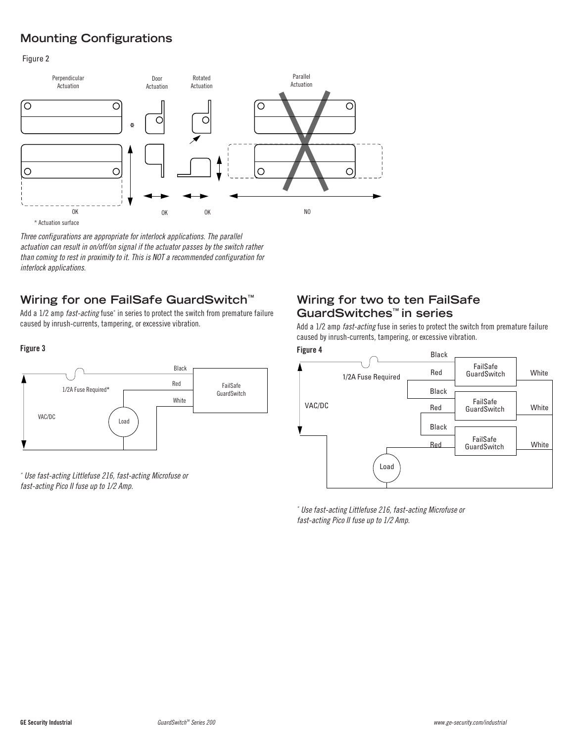## Mounting Configurations

Figure 2

Perpendicular Actuation — OK
Door Actuation — OK
Rotated Actuation — OK
Parallel Actuation — NO

* Actuation surface

*Three configurations are appropriate for interlock applications. The parallel actuation can result in on/off/on signal if the actuator passes by the switch rather than coming to rest in proximity to it. This is NOT a recommended configuration for interlock applications.*

## Wiring for one FailSafe GuardSwitch™

Add a 1/2 amp *fast-acting* fuse* in series to protect the switch from premature failure caused by inrush-currents, tampering, or excessive vibration.

**Figure 3**

1/2A Fuse Required*
VAC/DC
Load
Black
Red
White
FailSafe GuardSwitch

* *Use fast-acting Littlefuse 216, fast-acting Microfuse or fast-acting Pico II fuse up to 1/2 Amp.*

## Wiring for two to ten FailSafe GuardSwitches™ in series

Add a 1/2 amp *fast-acting* fuse in series to protect the switch from premature failure caused by inrush-currents, tampering, or excessive vibration.

**Figure 4**

1/2A Fuse Required
VAC/DC
Load
Black
Red
FailSafe GuardSwitch
White

* *Use fast-acting Littlefuse 216, fast-acting Microfuse or fast-acting Pico II fuse up to 1/2 Amp.*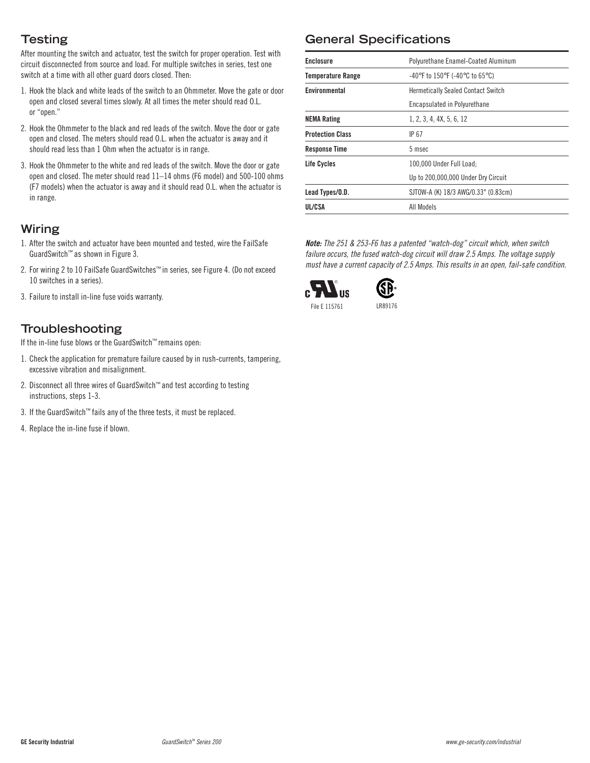## Testing

After mounting the switch and actuator, test the switch for proper operation. Test with circuit disconnected from source and load. For multiple switches in series, test one switch at a time with all other guard doors closed. Then:

1. Hook the black and white leads of the switch to an Ohmmeter. Move the gate or door open and closed several times slowly. At all times the meter should read O.L. or "open."
2. Hook the Ohmmeter to the black and red leads of the switch. Move the door or gate open and closed. The meters should read O.L. when the actuator is away and it should read less than 1 Ohm when the actuator is in range.
3. Hook the Ohmmeter to the white and red leads of the switch. Move the door or gate open and closed. The meter should read 11–14 ohms (F6 model) and 500-100 ohms (F7 models) when the actuator is away and it should read O.L. when the actuator is in range.

## Wiring

1. After the switch and actuator have been mounted and tested, wire the FailSafe GuardSwitch™ as shown in Figure 3.
2. For wiring 2 to 10 FailSafe GuardSwitches™ in series, see Figure 4. (Do not exceed 10 switches in a series).
3. Failure to install in-line fuse voids warranty.

## Troubleshooting

If the in-line fuse blows or the GuardSwitch™ remains open:

1. Check the application for premature failure caused by in rush-currents, tampering, excessive vibration and misalignment.
2. Disconnect all three wires of GuardSwitch™ and test according to testing instructions, steps 1-3.
3. If the GuardSwitch™ fails any of the three tests, it must be replaced.
4. Replace the in-line fuse if blown.

## General Specifications

| | |
|---|---|
| **Enclosure** | Polyurethane Enamel-Coated Aluminum |
| **Temperature Range** | -40°F to 150°F (-40°C to 65°C) |
| **Environmental** | Hermetically Sealed Contact Switch |
| | Encapsulated in Polyurethane |
| **NEMA Rating** | 1, 2, 3, 4, 4X, 5, 6, 12 |
| **Protection Class** | IP 67 |
| **Response Time** | 5 msec |
| **Life Cycles** | 100,000 Under Full Load; |
| | Up to 200,000,000 Under Dry Circuit |
| **Lead Types/O.D.** | SJTOW-A (K) 18/3 AWG/0.33" (0.83cm) |
| **UL/CSA** | All Models |

***Note:*** *The 251 & 253-F6 has a patented "watch-dog" circuit which, when switch failure occurs, the fused watch-dog circuit will draw 2.5 Amps. The voltage supply must have a current capacity of 2.5 Amps. This results in an open, fail-safe condition.*

File E 115761

LR89176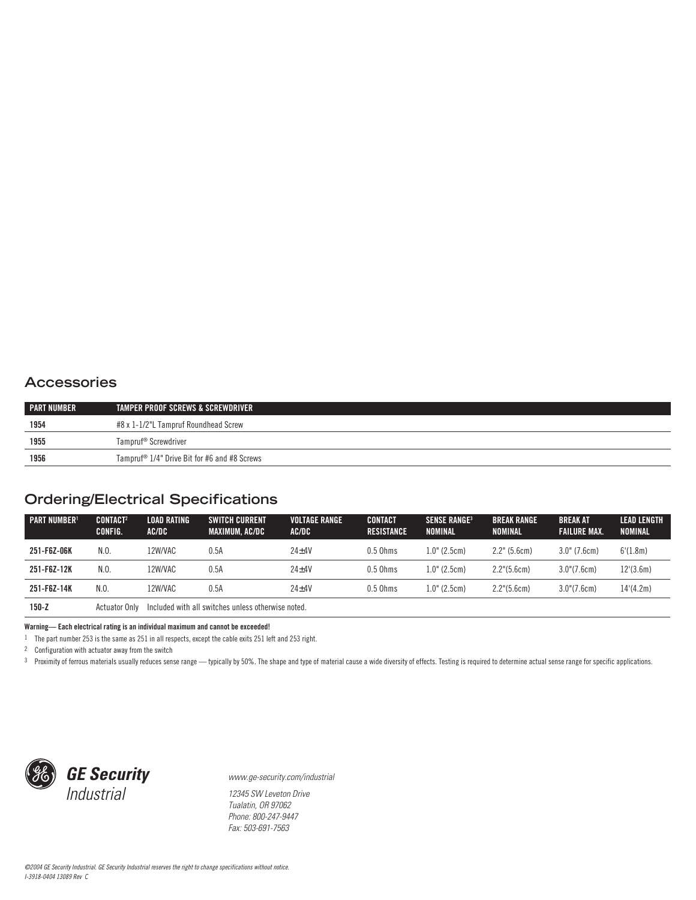## Accessories

| PART NUMBER | TAMPER PROOF SCREWS & SCREWDRIVER |
|---|---|
| **1954** | #8 x 1-1/2"L Tampruf Roundhead Screw |
| **1955** | Tampruf® Screwdriver |
| **1956** | Tampruf® 1/4" Drive Bit for #6 and #8 Screws |

## Ordering/Electrical Specifications

| PART NUMBER[1] | CONTACT[2] CONFIG. | LOAD RATING AC/DC | SWITCH CURRENT MAXIMUM, AC/DC | VOLTAGE RANGE AC/DC | CONTACT RESISTANCE | SENSE RANGE[3] NOMINAL | BREAK RANGE NOMINAL | BREAK AT FAILURE MAX. | LEAD LENGTH NOMINAL |
|---|---|---|---|---|---|---|---|---|---|
| **251-F6Z-06K** | N.O. | 12W/VAC | 0.5A | 24±4V | 0.5 Ohms | 1.0" (2.5cm) | 2.2" (5.6cm) | 3.0" (7.6cm) | 6'(1.8m) |
| **251-F6Z-12K** | N.O. | 12W/VAC | 0.5A | 24±4V | 0.5 Ohms | 1.0" (2.5cm) | 2.2"(5.6cm) | 3.0"(7.6cm) | 12'(3.6m) |
| **251-F6Z-14K** | N.O. | 12W/VAC | 0.5A | 24±4V | 0.5 Ohms | 1.0" (2.5cm) | 2.2"(5.6cm) | 3.0"(7.6cm) | 14'(4.2m) |
| **150-Z** | Actuator Only | Included with all switches unless otherwise noted. | | | | | | | |

**Warning— Each electrical rating is an individual maximum and cannot be exceeded!**

[1] The part number 253 is the same as 251 in all respects, except the cable exits 251 left and 253 right.

[2] Configuration with actuator away from the switch

[3] Proximity of ferrous materials usually reduces sense range — typically by 50%. The shape and type of material cause a wide diversity of effects. Testing is required to determine actual sense range for specific applications.

**GE Security**
*Industrial*

*www.ge-security.com/industrial*

*12345 SW Leveton Drive*
*Tualatin, OR 97062*
*Phone: 800-247-9447*
*Fax: 503-691-7563*

*©2004 GE Security Industrial. GE Security Industrial reserves the right to change specifications without notice.*
*I-3918-0404 13089 Rev C*